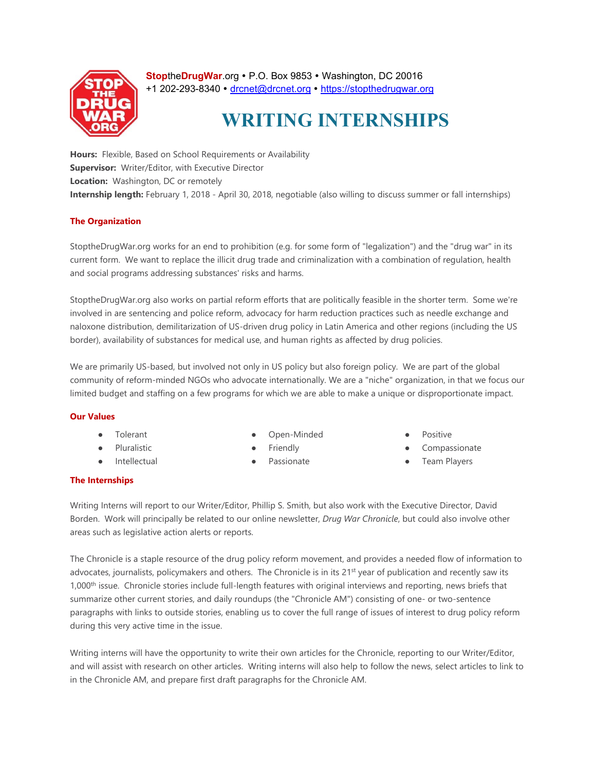**StoptheDrugWar**.org • P.O. Box 9853 • Washington, DC 20016
+1 202-293-8340 • drcnet@drcnet.org • https://stopthedrugwar.org

# WRITING INTERNSHIPS

**Hours:** Flexible, Based on School Requirements or Availability
**Supervisor:** Writer/Editor, with Executive Director
**Location:** Washington, DC or remotely
**Internship length:** February 1, 2018 - April 30, 2018, negotiable (also willing to discuss summer or fall internships)

## The Organization

StoptheDrugWar.org works for an end to prohibition (e.g. for some form of "legalization") and the "drug war" in its current form. We want to replace the illicit drug trade and criminalization with a combination of regulation, health and social programs addressing substances' risks and harms.

StoptheDrugWar.org also works on partial reform efforts that are politically feasible in the shorter term. Some we're involved in are sentencing and police reform, advocacy for harm reduction practices such as needle exchange and naloxone distribution, demilitarization of US-driven drug policy in Latin America and other regions (including the US border), availability of substances for medical use, and human rights as affected by drug policies.

We are primarily US-based, but involved not only in US policy but also foreign policy. We are part of the global community of reform-minded NGOs who advocate internationally. We are a "niche" organization, in that we focus our limited budget and staffing on a few programs for which we are able to make a unique or disproportionate impact.

### Our Values

- Tolerant
- Pluralistic
- Intellectual
- Open-Minded
- Friendly
- Passionate
- Positive
- Compassionate
- Team Players

## The Internships

Writing Interns will report to our Writer/Editor, Phillip S. Smith, but also work with the Executive Director, David Borden. Work will principally be related to our online newsletter, *Drug War Chronicle*, but could also involve other areas such as legislative action alerts or reports.

The Chronicle is a staple resource of the drug policy reform movement, and provides a needed flow of information to advocates, journalists, policymakers and others. The Chronicle is in its 21st year of publication and recently saw its 1,000th issue. Chronicle stories include full-length features with original interviews and reporting, news briefs that summarize other current stories, and daily roundups (the "Chronicle AM") consisting of one- or two-sentence paragraphs with links to outside stories, enabling us to cover the full range of issues of interest to drug policy reform during this very active time in the issue.

Writing interns will have the opportunity to write their own articles for the Chronicle, reporting to our Writer/Editor, and will assist with research on other articles. Writing interns will also help to follow the news, select articles to link to in the Chronicle AM, and prepare first draft paragraphs for the Chronicle AM.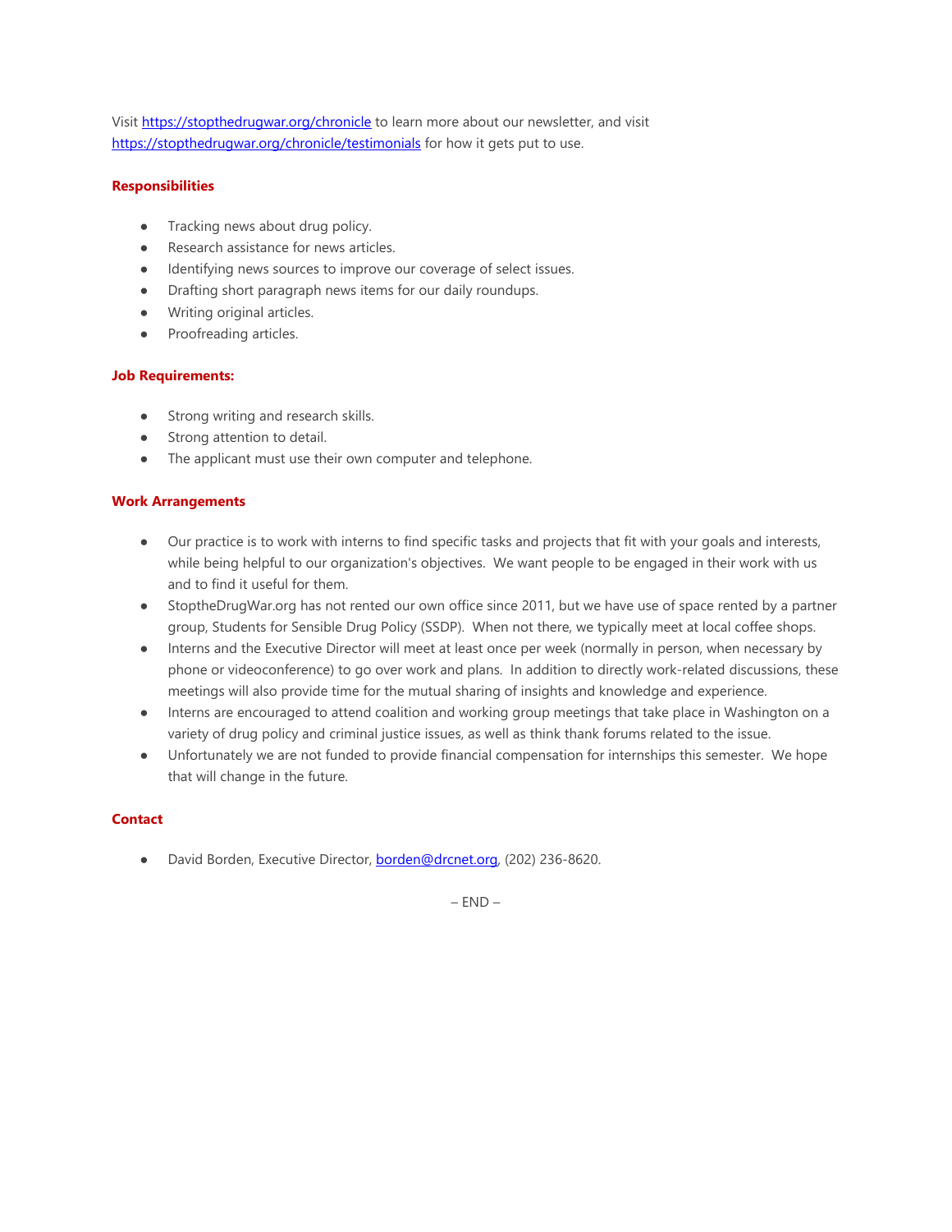Visit https://stopthedrugwar.org/chronicle to learn more about our newsletter, and visit https://stopthedrugwar.org/chronicle/testimonials for how it gets put to use.

**Responsibilities**

- Tracking news about drug policy.
- Research assistance for news articles.
- Identifying news sources to improve our coverage of select issues.
- Drafting short paragraph news items for our daily roundups.
- Writing original articles.
- Proofreading articles.

**Job Requirements:**

- Strong writing and research skills.
- Strong attention to detail.
- The applicant must use their own computer and telephone.

**Work Arrangements**

- Our practice is to work with interns to find specific tasks and projects that fit with your goals and interests, while being helpful to our organization's objectives. We want people to be engaged in their work with us and to find it useful for them.
- StoptheDrugWar.org has not rented our own office since 2011, but we have use of space rented by a partner group, Students for Sensible Drug Policy (SSDP). When not there, we typically meet at local coffee shops.
- Interns and the Executive Director will meet at least once per week (normally in person, when necessary by phone or videoconference) to go over work and plans. In addition to directly work-related discussions, these meetings will also provide time for the mutual sharing of insights and knowledge and experience.
- Interns are encouraged to attend coalition and working group meetings that take place in Washington on a variety of drug policy and criminal justice issues, as well as think thank forums related to the issue.
- Unfortunately we are not funded to provide financial compensation for internships this semester. We hope that will change in the future.

**Contact**

- David Borden, Executive Director, borden@drcnet.org, (202) 236-8620.

– END –